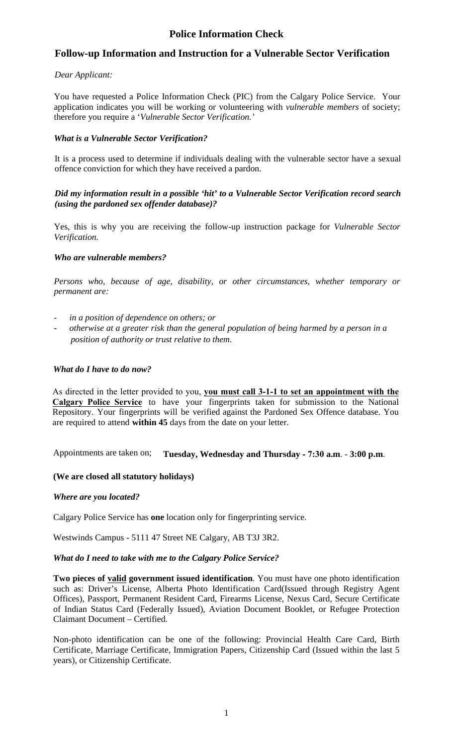# Police Information Check

## Follow-up Information and Instruction for a Vulnerable Sector Verification

*Dear Applicant:*

You have requested a Police Information Check (PIC) from the Calgary Police Service. Your application indicates you will be working or volunteering with *vulnerable members* of society; therefore you require a '*Vulnerable Sector Verification.'*

***What is a Vulnerable Sector Verification?***

It is a process used to determine if individuals dealing with the vulnerable sector have a sexual offence conviction for which they have received a pardon.

***Did my information result in a possible 'hit' to a Vulnerable Sector Verification record search (using the pardoned sex offender database)?***

Yes, this is why you are receiving the follow-up instruction package for *Vulnerable Sector Verification.*

***Who are vulnerable members?***

*Persons who, because of age, disability, or other circumstances, whether temporary or permanent are:*

- *in a position of dependence on others; or*
- *otherwise at a greater risk than the general population of being harmed by a person in a position of authority or trust relative to them.*

***What do I have to do now?***

As directed in the letter provided to you, **<u>you must call 3-1-1 to set an appointment with the Calgary Police Service</u>** to have your fingerprints taken for submission to the National Repository. Your fingerprints will be verified against the Pardoned Sex Offence database. You are required to attend **within 45** days from the date on your letter.

Appointments are taken on; **Tuesday, Wednesday and Thursday - 7:30 a.m**. - **3:00 p.m**.

**(We are closed all statutory holidays)**

***Where are you located?***

Calgary Police Service has **one** location only for fingerprinting service.

Westwinds Campus - 5111 47 Street NE Calgary, AB T3J 3R2.

***What do I need to take with me to the Calgary Police Service?***

**Two pieces of <u>valid</u> government issued identification**. You must have one photo identification such as: Driver's License, Alberta Photo Identification Card(Issued through Registry Agent Offices), Passport, Permanent Resident Card, Firearms License, Nexus Card, Secure Certificate of Indian Status Card (Federally Issued), Aviation Document Booklet, or Refugee Protection Claimant Document – Certified.

Non-photo identification can be one of the following: Provincial Health Care Card, Birth Certificate, Marriage Certificate, Immigration Papers, Citizenship Card (Issued within the last 5 years), or Citizenship Certificate.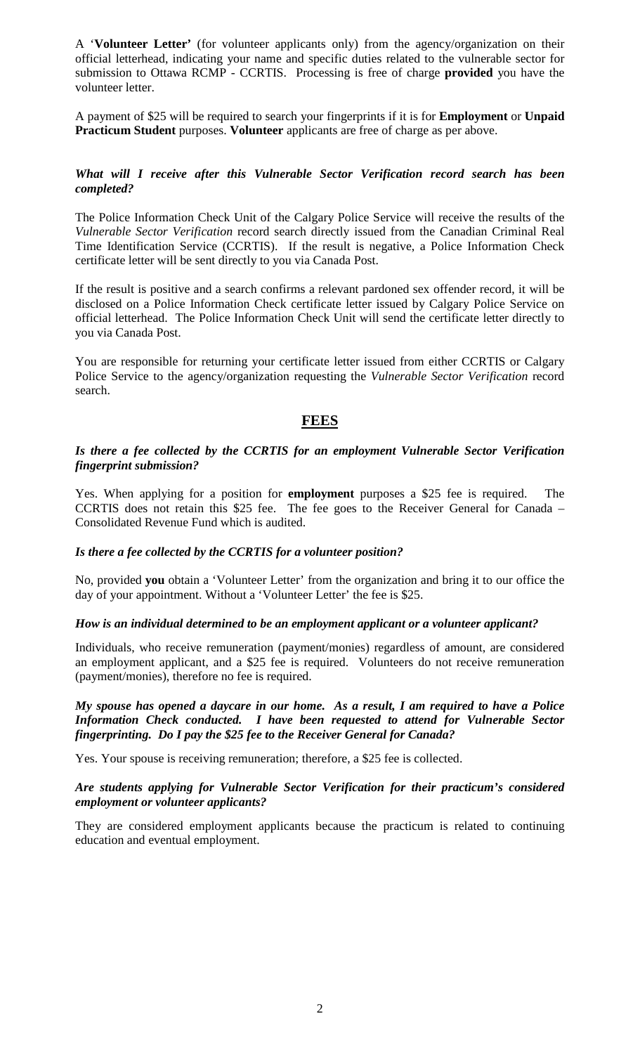A '**Volunteer Letter'** (for volunteer applicants only) from the agency/organization on their official letterhead, indicating your name and specific duties related to the vulnerable sector for submission to Ottawa RCMP - CCRTIS. Processing is free of charge **provided** you have the volunteer letter.

A payment of $25 will be required to search your fingerprints if it is for **Employment** or **Unpaid Practicum Student** purposes. **Volunteer** applicants are free of charge as per above.

***What will I receive after this Vulnerable Sector Verification record search has been completed?***

The Police Information Check Unit of the Calgary Police Service will receive the results of the *Vulnerable Sector Verification* record search directly issued from the Canadian Criminal Real Time Identification Service (CCRTIS). If the result is negative, a Police Information Check certificate letter will be sent directly to you via Canada Post.

If the result is positive and a search confirms a relevant pardoned sex offender record, it will be disclosed on a Police Information Check certificate letter issued by Calgary Police Service on official letterhead. The Police Information Check Unit will send the certificate letter directly to you via Canada Post.

You are responsible for returning your certificate letter issued from either CCRTIS or Calgary Police Service to the agency/organization requesting the *Vulnerable Sector Verification* record search.

## FEES

***Is there a fee collected by the CCRTIS for an employment Vulnerable Sector Verification fingerprint submission?***

Yes. When applying for a position for **employment** purposes a $25 fee is required. The CCRTIS does not retain this $25 fee. The fee goes to the Receiver General for Canada – Consolidated Revenue Fund which is audited.

***Is there a fee collected by the CCRTIS for a volunteer position?***

No, provided **you** obtain a 'Volunteer Letter' from the organization and bring it to our office the day of your appointment. Without a 'Volunteer Letter' the fee is $25.

***How is an individual determined to be an employment applicant or a volunteer applicant?***

Individuals, who receive remuneration (payment/monies) regardless of amount, are considered an employment applicant, and a $25 fee is required. Volunteers do not receive remuneration (payment/monies), therefore no fee is required.

***My spouse has opened a daycare in our home. As a result, I am required to have a Police Information Check conducted. I have been requested to attend for Vulnerable Sector fingerprinting. Do I pay the $25 fee to the Receiver General for Canada?***

Yes. Your spouse is receiving remuneration; therefore, a $25 fee is collected.

***Are students applying for Vulnerable Sector Verification for their practicum's considered employment or volunteer applicants?***

They are considered employment applicants because the practicum is related to continuing education and eventual employment.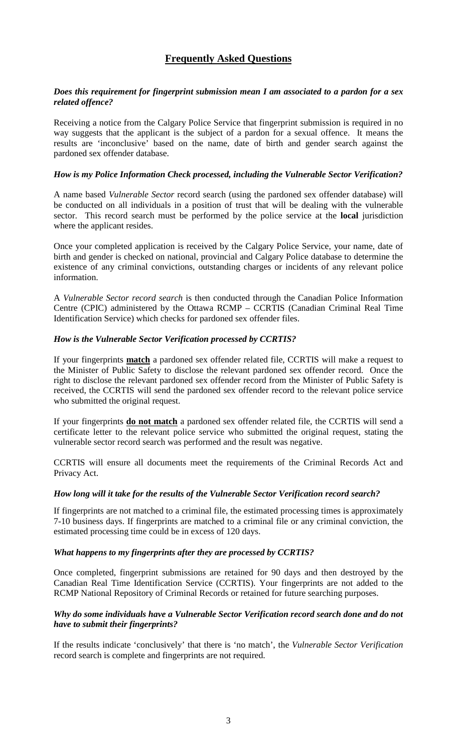## Frequently Asked Questions

***Does this requirement for fingerprint submission mean I am associated to a pardon for a sex related offence?***

Receiving a notice from the Calgary Police Service that fingerprint submission is required in no way suggests that the applicant is the subject of a pardon for a sexual offence. It means the results are 'inconclusive' based on the name, date of birth and gender search against the pardoned sex offender database.

***How is my Police Information Check processed, including the Vulnerable Sector Verification?***

A name based *Vulnerable Sector* record search (using the pardoned sex offender database) will be conducted on all individuals in a position of trust that will be dealing with the vulnerable sector. This record search must be performed by the police service at the **local** jurisdiction where the applicant resides.

Once your completed application is received by the Calgary Police Service, your name, date of birth and gender is checked on national, provincial and Calgary Police database to determine the existence of any criminal convictions, outstanding charges or incidents of any relevant police information.

A *Vulnerable Sector record search* is then conducted through the Canadian Police Information Centre (CPIC) administered by the Ottawa RCMP – CCRTIS (Canadian Criminal Real Time Identification Service) which checks for pardoned sex offender files.

***How is the Vulnerable Sector Verification processed by CCRTIS?***

If your fingerprints **match** a pardoned sex offender related file, CCRTIS will make a request to the Minister of Public Safety to disclose the relevant pardoned sex offender record. Once the right to disclose the relevant pardoned sex offender record from the Minister of Public Safety is received, the CCRTIS will send the pardoned sex offender record to the relevant police service who submitted the original request.

If your fingerprints **do not match** a pardoned sex offender related file, the CCRTIS will send a certificate letter to the relevant police service who submitted the original request, stating the vulnerable sector record search was performed and the result was negative.

CCRTIS will ensure all documents meet the requirements of the Criminal Records Act and Privacy Act.

***How long will it take for the results of the Vulnerable Sector Verification record search?***

If fingerprints are not matched to a criminal file, the estimated processing times is approximately 7-10 business days. If fingerprints are matched to a criminal file or any criminal conviction, the estimated processing time could be in excess of 120 days.

***What happens to my fingerprints after they are processed by CCRTIS?***

Once completed, fingerprint submissions are retained for 90 days and then destroyed by the Canadian Real Time Identification Service (CCRTIS). Your fingerprints are not added to the RCMP National Repository of Criminal Records or retained for future searching purposes.

***Why do some individuals have a Vulnerable Sector Verification record search done and do not have to submit their fingerprints?***

If the results indicate 'conclusively' that there is 'no match', the *Vulnerable Sector Verification* record search is complete and fingerprints are not required.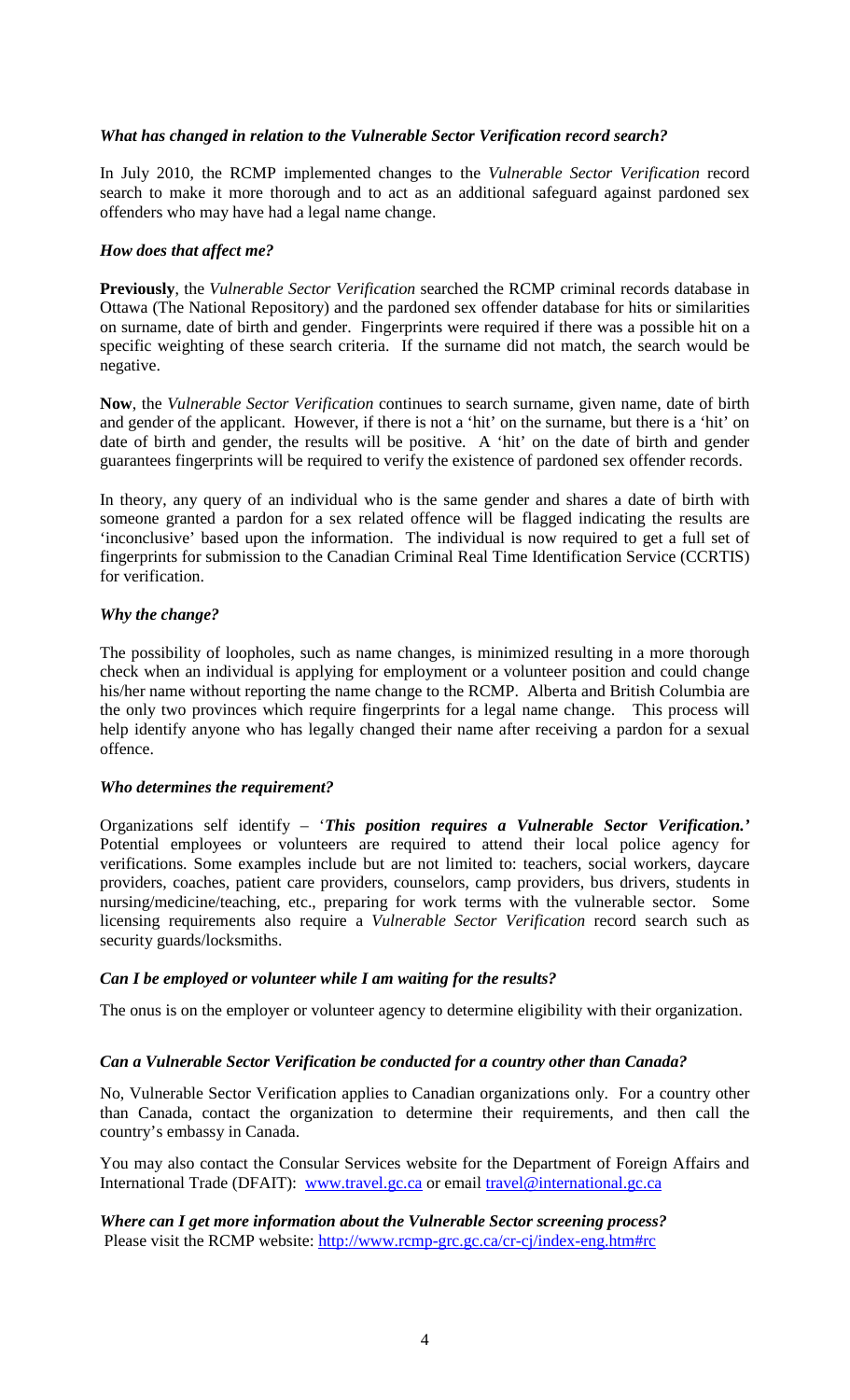***What has changed in relation to the Vulnerable Sector Verification record search?***

In July 2010, the RCMP implemented changes to the *Vulnerable Sector Verification* record search to make it more thorough and to act as an additional safeguard against pardoned sex offenders who may have had a legal name change.

***How does that affect me?***

**Previously**, the *Vulnerable Sector Verification* searched the RCMP criminal records database in Ottawa (The National Repository) and the pardoned sex offender database for hits or similarities on surname, date of birth and gender. Fingerprints were required if there was a possible hit on a specific weighting of these search criteria. If the surname did not match, the search would be negative.

**Now**, the *Vulnerable Sector Verification* continues to search surname, given name, date of birth and gender of the applicant. However, if there is not a 'hit' on the surname, but there is a 'hit' on date of birth and gender, the results will be positive. A 'hit' on the date of birth and gender guarantees fingerprints will be required to verify the existence of pardoned sex offender records.

In theory, any query of an individual who is the same gender and shares a date of birth with someone granted a pardon for a sex related offence will be flagged indicating the results are 'inconclusive' based upon the information. The individual is now required to get a full set of fingerprints for submission to the Canadian Criminal Real Time Identification Service (CCRTIS) for verification.

***Why the change?***

The possibility of loopholes, such as name changes, is minimized resulting in a more thorough check when an individual is applying for employment or a volunteer position and could change his/her name without reporting the name change to the RCMP. Alberta and British Columbia are the only two provinces which require fingerprints for a legal name change. This process will help identify anyone who has legally changed their name after receiving a pardon for a sexual offence.

***Who determines the requirement?***

Organizations self identify – '***This position requires a Vulnerable Sector Verification.'*** Potential employees or volunteers are required to attend their local police agency for verifications. Some examples include but are not limited to: teachers, social workers, daycare providers, coaches, patient care providers, counselors, camp providers, bus drivers, students in nursing/medicine/teaching, etc., preparing for work terms with the vulnerable sector. Some licensing requirements also require a *Vulnerable Sector Verification* record search such as security guards/locksmiths.

***Can I be employed or volunteer while I am waiting for the results?***

The onus is on the employer or volunteer agency to determine eligibility with their organization.

***Can a Vulnerable Sector Verification be conducted for a country other than Canada?***

No, Vulnerable Sector Verification applies to Canadian organizations only. For a country other than Canada, contact the organization to determine their requirements, and then call the country's embassy in Canada.

You may also contact the Consular Services website for the Department of Foreign Affairs and International Trade (DFAIT): www.travel.gc.ca or email travel@international.gc.ca

***Where can I get more information about the Vulnerable Sector screening process?***
Please visit the RCMP website: http://www.rcmp-grc.gc.ca/cr-cj/index-eng.htm#rc